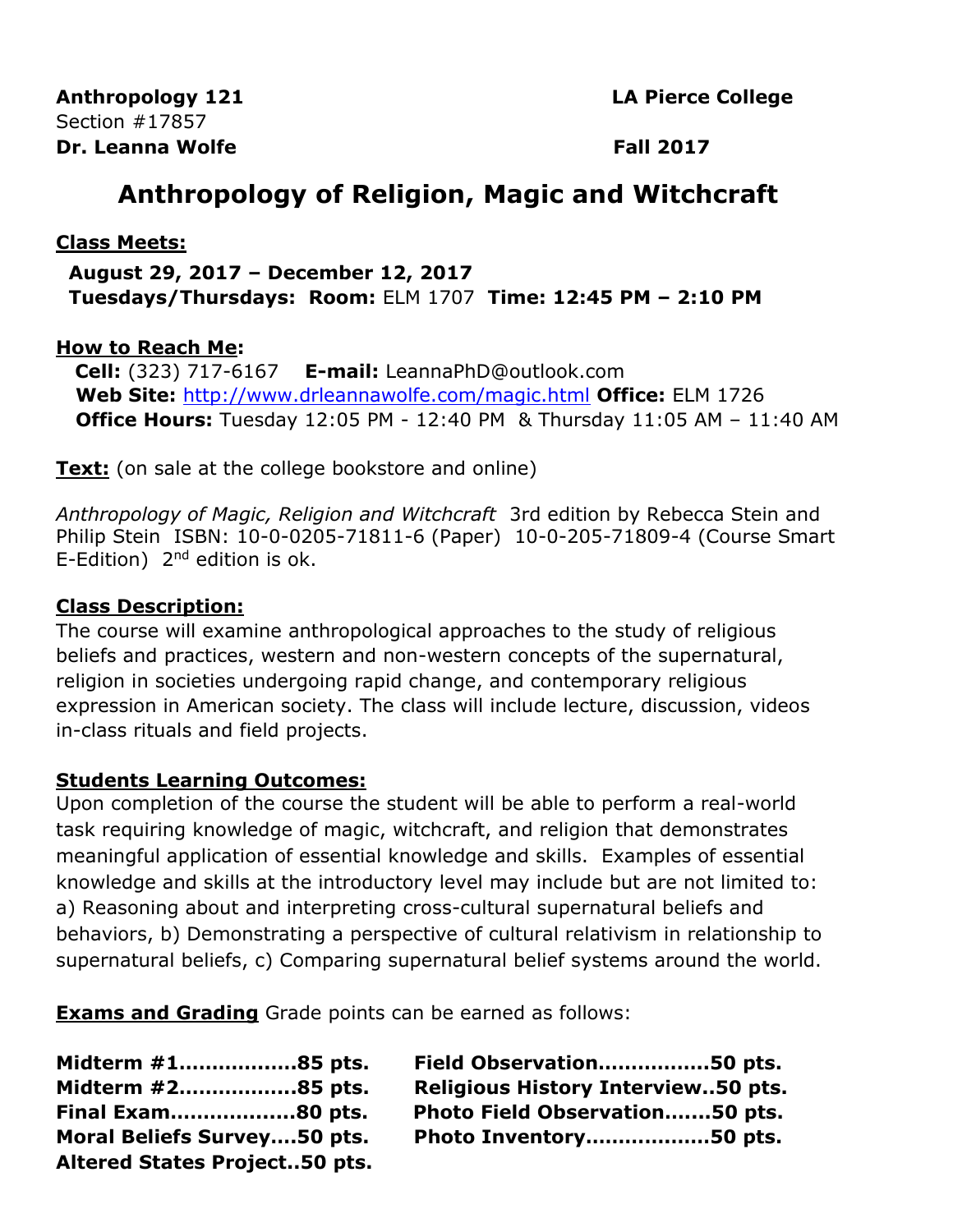**Anthropology 121** **LA Pierce College**
Section #17857
**Dr. Leanna Wolfe** **Fall 2017**

# Anthropology of Religion, Magic and Witchcraft

**Class Meets:**

**August 29, 2017 – December 12, 2017**
**Tuesdays/Thursdays: Room:** ELM 1707 **Time: 12:45 PM – 2:10 PM**

**How to Reach Me:**

**Cell:** (323) 717-6167 **E-mail:** LeannaPhD@outlook.com
**Web Site:** http://www.drleannawolfe.com/magic.html **Office:** ELM 1726
**Office Hours:** Tuesday 12:05 PM - 12:40 PM & Thursday 11:05 AM – 11:40 AM

**Text:** (on sale at the college bookstore and online)

*Anthropology of Magic, Religion and Witchcraft* 3rd edition by Rebecca Stein and Philip Stein ISBN: 10-0-0205-71811-6 (Paper) 10-0-205-71809-4 (Course Smart E-Edition) 2nd edition is ok.

**Class Description:**

The course will examine anthropological approaches to the study of religious beliefs and practices, western and non-western concepts of the supernatural, religion in societies undergoing rapid change, and contemporary religious expression in American society. The class will include lecture, discussion, videos in-class rituals and field projects.

**Students Learning Outcomes:**

Upon completion of the course the student will be able to perform a real-world task requiring knowledge of magic, witchcraft, and religion that demonstrates meaningful application of essential knowledge and skills. Examples of essential knowledge and skills at the introductory level may include but are not limited to: a) Reasoning about and interpreting cross-cultural supernatural beliefs and behaviors, b) Demonstrating a perspective of cultural relativism in relationship to supernatural beliefs, c) Comparing supernatural belief systems around the world.

**Exams and Grading** Grade points can be earned as follows:

**Midterm #1..................85 pts.**
**Midterm #2..................85 pts.**
**Final Exam...................80 pts.**
**Moral Beliefs Survey....50 pts.**
**Altered States Project..50 pts.**
**Field Observation................50 pts.**
**Religious History Interview..50 pts.**
**Photo Field Observation.......50 pts.**
**Photo Inventory...................50 pts.**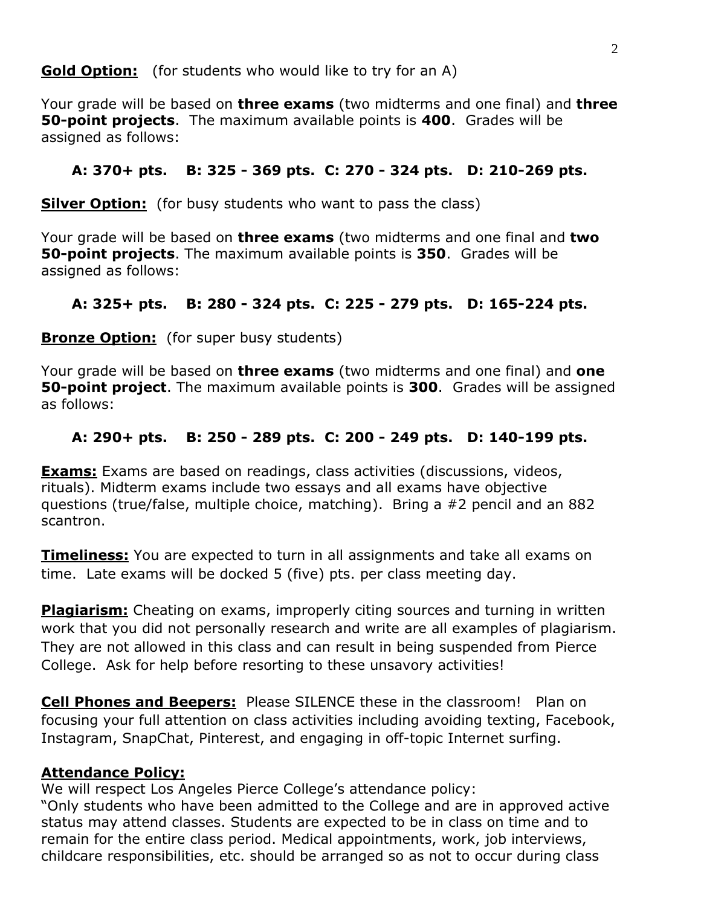**Gold Option:** (for students who would like to try for an A)

Your grade will be based on **three exams** (two midterms and one final) and **three 50-point projects**. The maximum available points is **400**. Grades will be assigned as follows:

**A: 370+ pts. B: 325 - 369 pts. C: 270 - 324 pts. D: 210-269 pts.**

**Silver Option:** (for busy students who want to pass the class)

Your grade will be based on **three exams** (two midterms and one final and **two 50-point projects**. The maximum available points is **350**. Grades will be assigned as follows:

**A: 325+ pts. B: 280 - 324 pts. C: 225 - 279 pts. D: 165-224 pts.**

**Bronze Option:** (for super busy students)

Your grade will be based on **three exams** (two midterms and one final) and **one 50-point project**. The maximum available points is **300**. Grades will be assigned as follows:

**A: 290+ pts. B: 250 - 289 pts. C: 200 - 249 pts. D: 140-199 pts.**

**Exams:** Exams are based on readings, class activities (discussions, videos, rituals). Midterm exams include two essays and all exams have objective questions (true/false, multiple choice, matching). Bring a #2 pencil and an 882 scantron.

**Timeliness:** You are expected to turn in all assignments and take all exams on time. Late exams will be docked 5 (five) pts. per class meeting day.

**Plagiarism:** Cheating on exams, improperly citing sources and turning in written work that you did not personally research and write are all examples of plagiarism. They are not allowed in this class and can result in being suspended from Pierce College. Ask for help before resorting to these unsavory activities!

**Cell Phones and Beepers:** Please SILENCE these in the classroom! Plan on focusing your full attention on class activities including avoiding texting, Facebook, Instagram, SnapChat, Pinterest, and engaging in off-topic Internet surfing.

**Attendance Policy:**

We will respect Los Angeles Pierce College's attendance policy:
"Only students who have been admitted to the College and are in approved active status may attend classes. Students are expected to be in class on time and to remain for the entire class period. Medical appointments, work, job interviews, childcare responsibilities, etc. should be arranged so as not to occur during class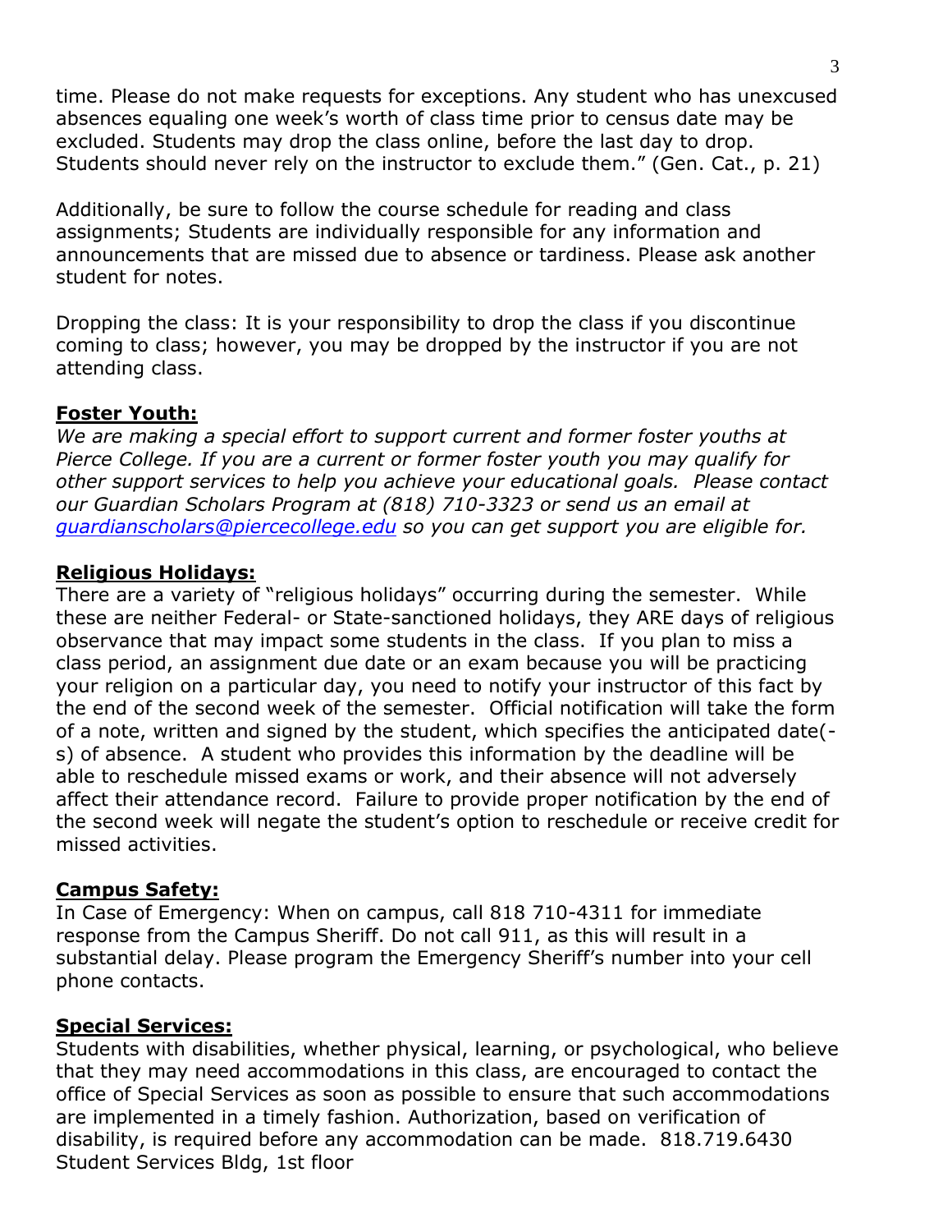time. Please do not make requests for exceptions. Any student who has unexcused absences equaling one week's worth of class time prior to census date may be excluded. Students may drop the class online, before the last day to drop. Students should never rely on the instructor to exclude them." (Gen. Cat., p. 21)

Additionally, be sure to follow the course schedule for reading and class assignments; Students are individually responsible for any information and announcements that are missed due to absence or tardiness. Please ask another student for notes.

Dropping the class: It is your responsibility to drop the class if you discontinue coming to class; however, you may be dropped by the instructor if you are not attending class.

**Foster Youth:**

*We are making a special effort to support current and former foster youths at Pierce College. If you are a current or former foster youth you may qualify for other support services to help you achieve your educational goals. Please contact our Guardian Scholars Program at (818) 710-3323 or send us an email at [guardianscholars@piercecollege.edu](mailto:guardianscholars@piercecollege.edu) so you can get support you are eligible for.*

**Religious Holidays:**

There are a variety of "religious holidays" occurring during the semester. While these are neither Federal- or State-sanctioned holidays, they ARE days of religious observance that may impact some students in the class. If you plan to miss a class period, an assignment due date or an exam because you will be practicing your religion on a particular day, you need to notify your instructor of this fact by the end of the second week of the semester. Official notification will take the form of a note, written and signed by the student, which specifies the anticipated date(-s) of absence. A student who provides this information by the deadline will be able to reschedule missed exams or work, and their absence will not adversely affect their attendance record. Failure to provide proper notification by the end of the second week will negate the student's option to reschedule or receive credit for missed activities.

**Campus Safety:**

In Case of Emergency: When on campus, call 818 710-4311 for immediate response from the Campus Sheriff. Do not call 911, as this will result in a substantial delay. Please program the Emergency Sheriff's number into your cell phone contacts.

**Special Services:**

Students with disabilities, whether physical, learning, or psychological, who believe that they may need accommodations in this class, are encouraged to contact the office of Special Services as soon as possible to ensure that such accommodations are implemented in a timely fashion. Authorization, based on verification of disability, is required before any accommodation can be made. 818.719.6430 Student Services Bldg, 1st floor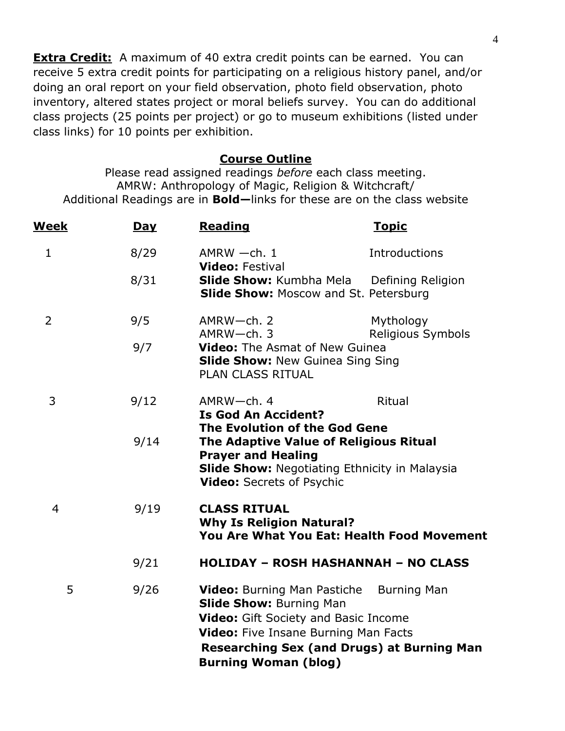**Extra Credit:** A maximum of 40 extra credit points can be earned. You can receive 5 extra credit points for participating on a religious history panel, and/or doing an oral report on your field observation, photo field observation, photo inventory, altered states project or moral beliefs survey. You can do additional class projects (25 points per project) or go to museum exhibitions (listed under class links) for 10 points per exhibition.

## Course Outline

Please read assigned readings *before* each class meeting.
AMRW: Anthropology of Magic, Religion & Witchcraft/
Additional Readings are in **Bold—**links for these are on the class website

| Week | Day | Reading | Topic |
|---|---|---|---|
| 1 | 8/29 | AMRW —ch. 1<br>**Video:** Festival | Introductions |
| | 8/31 | **Slide Show:** Kumbha Mela<br>**Slide Show:** Moscow and St. Petersburg | Defining Religion |
| 2 | 9/5 | AMRW—ch. 2<br>AMRW—ch. 3 | Mythology<br>Religious Symbols |
| | 9/7 | **Video:** The Asmat of New Guinea<br>**Slide Show:** New Guinea Sing Sing<br>PLAN CLASS RITUAL | |
| 3 | 9/12 | AMRW—ch. 4<br>**Is God An Accident?**<br>**The Evolution of the God Gene** | Ritual |
| | 9/14 | **The Adaptive Value of Religious Ritual**<br>**Prayer and Healing**<br>**Slide Show:** Negotiating Ethnicity in Malaysia<br>**Video:** Secrets of Psychic | |
| 4 | 9/19 | **CLASS RITUAL**<br>**Why Is Religion Natural?**<br>**You Are What You Eat: Health Food Movement** | |
| | 9/21 | **HOLIDAY – ROSH HASHANNAH – NO CLASS** | |
| 5 | 9/26 | **Video:** Burning Man Pastiche<br>**Slide Show:** Burning Man<br>**Video:** Gift Society and Basic Income<br>**Video:** Five Insane Burning Man Facts<br>**Researching Sex (and Drugs) at Burning Man**<br>**Burning Woman (blog)** | Burning Man |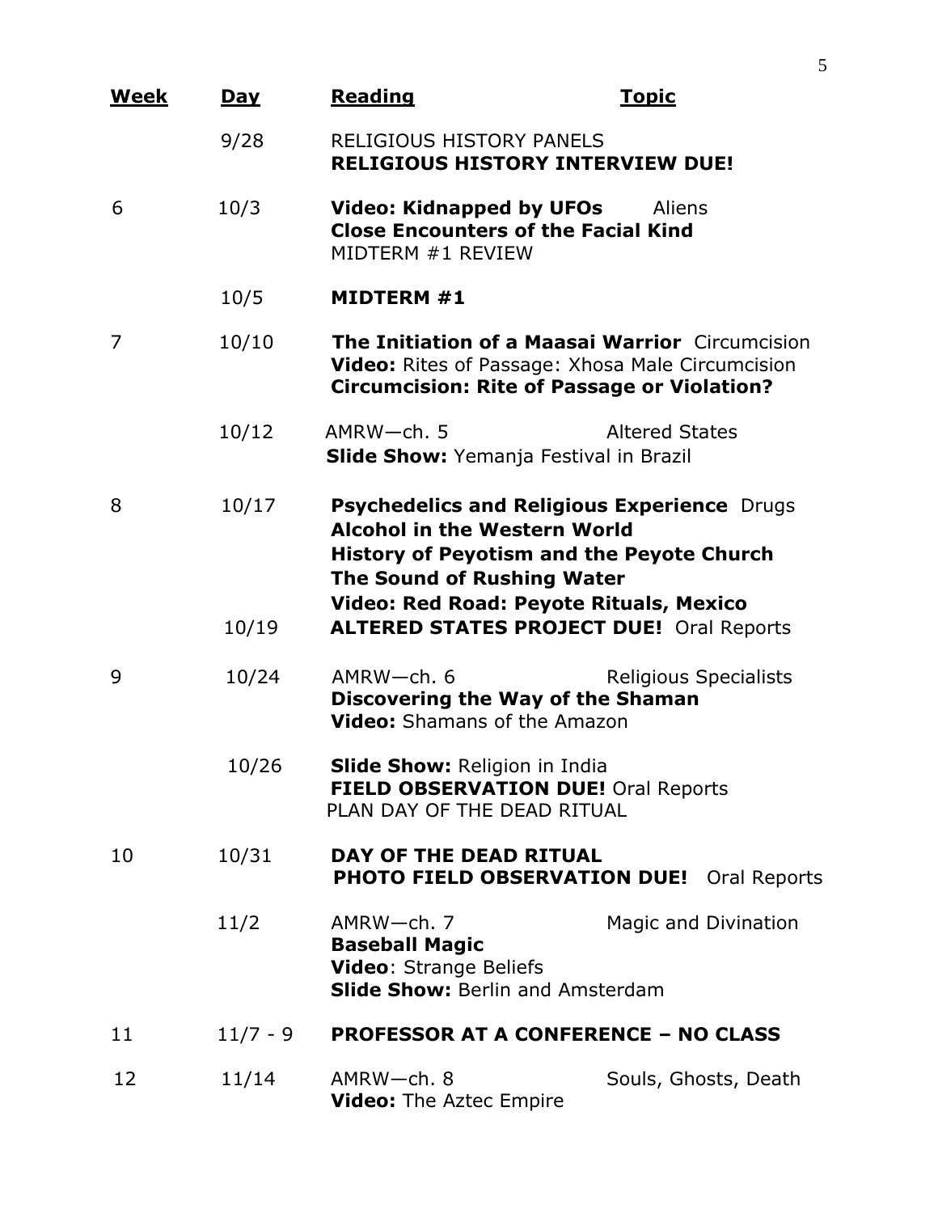| Week | Day | Reading | Topic |
|---|---|---|---|
| | 9/28 | RELIGIOUS HISTORY PANELS<br>**RELIGIOUS HISTORY INTERVIEW DUE!** | |
| 6 | 10/3 | **Video: Kidnapped by UFOs**<br>**Close Encounters of the Facial Kind**<br>MIDTERM #1 REVIEW | Aliens |
| | 10/5 | **MIDTERM #1** | |
| 7 | 10/10 | **The Initiation of a Maasai Warrior**<br>**Video:** Rites of Passage: Xhosa Male Circumcision<br>**Circumcision: Rite of Passage or Violation?** | Circumcision |
| | 10/12 | AMRW—ch. 5<br>**Slide Show:** Yemanja Festival in Brazil | Altered States |
| 8 | 10/17 | **Psychedelics and Religious Experience**<br>**Alcohol in the Western World**<br>**History of Peyotism and the Peyote Church**<br>**The Sound of Rushing Water**<br>**Video: Red Road: Peyote Rituals, Mexico** | Drugs |
| | 10/19 | **ALTERED STATES PROJECT DUE!** Oral Reports | |
| 9 | 10/24 | AMRW—ch. 6<br>**Discovering the Way of the Shaman**<br>**Video:** Shamans of the Amazon | Religious Specialists |
| | 10/26 | **Slide Show:** Religion in India<br>**FIELD OBSERVATION DUE!** Oral Reports<br>PLAN DAY OF THE DEAD RITUAL | |
| 10 | 10/31 | **DAY OF THE DEAD RITUAL**<br>**PHOTO FIELD OBSERVATION DUE!** Oral Reports | |
| | 11/2 | AMRW—ch. 7<br>**Baseball Magic**<br>**Video**: Strange Beliefs<br>**Slide Show:** Berlin and Amsterdam | Magic and Divination |
| 11 | 11/7 - 9 | **PROFESSOR AT A CONFERENCE – NO CLASS** | |
| 12 | 11/14 | AMRW—ch. 8<br>**Video:** The Aztec Empire | Souls, Ghosts, Death |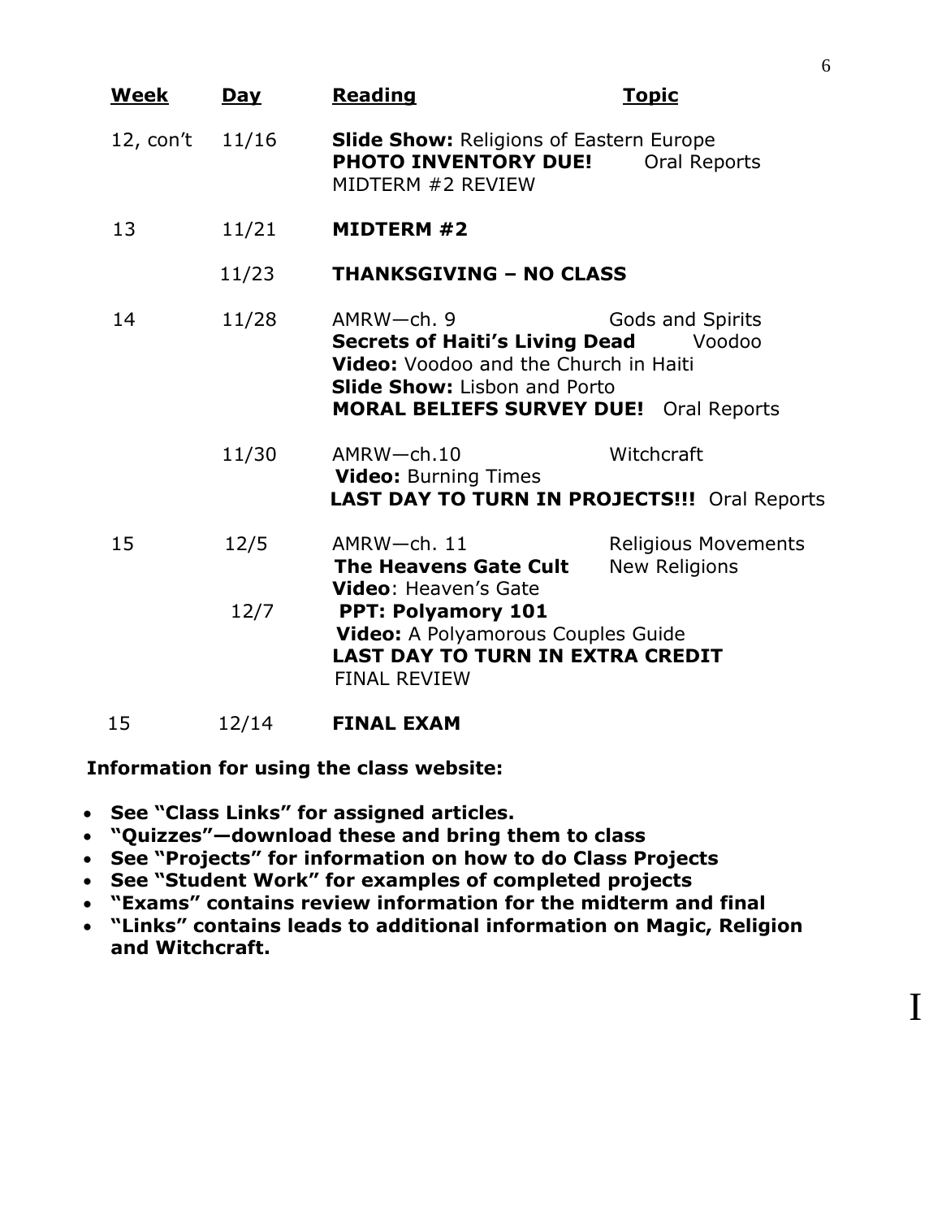| Week | Day | Reading | Topic |
| --- | --- | --- | --- |
| 12, con't | 11/16 | **Slide Show:** Religions of Eastern Europe<br>**PHOTO INVENTORY DUE!**<br>MIDTERM #2 REVIEW | Oral Reports |
| 13 | 11/21 | **MIDTERM #2** | |
| | 11/23 | **THANKSGIVING – NO CLASS** | |
| 14 | 11/28 | AMRW—ch. 9<br>**Secrets of Haiti's Living Dead**<br>**Video:** Voodoo and the Church in Haiti<br>**Slide Show:** Lisbon and Porto<br>**MORAL BELIEFS SURVEY DUE!** | Gods and Spirits<br>Voodoo<br><br><br>Oral Reports |
| | 11/30 | AMRW—ch.10<br>**Video:** Burning Times<br>**LAST DAY TO TURN IN PROJECTS!!!** | Witchcraft<br><br>Oral Reports |
| 15 | 12/5 | AMRW—ch. 11<br>**The Heavens Gate Cult**<br>**Video**: Heaven's Gate | Religious Movements<br>New Religions |
| | 12/7 | **PPT: Polyamory 101**<br>**Video:** A Polyamorous Couples Guide<br>**LAST DAY TO TURN IN EXTRA CREDIT**<br>FINAL REVIEW | |
| 15 | 12/14 | **FINAL EXAM** | |

**Information for using the class website:**

- **See "Class Links" for assigned articles.**
- **"Quizzes"—download these and bring them to class**
- **See "Projects" for information on how to do Class Projects**
- **See "Student Work" for examples of completed projects**
- **"Exams" contains review information for the midterm and final**
- **"Links" contains leads to additional information on Magic, Religion and Witchcraft.**

I